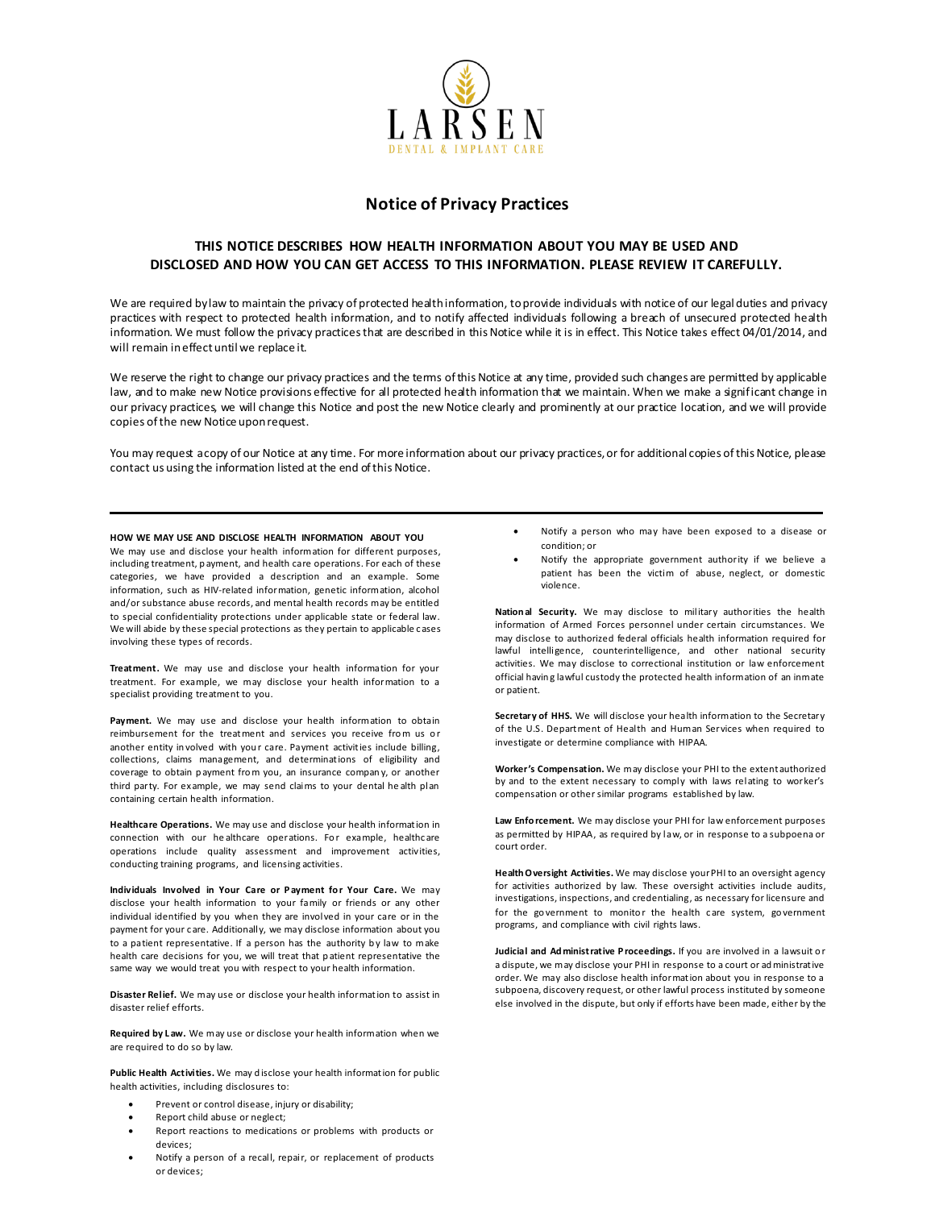LARSEN

DENTAL & IMPLANT CARE

# Notice of Privacy Practices

## THIS NOTICE DESCRIBES HOW HEALTH INFORMATION ABOUT YOU MAY BE USED AND DISCLOSED AND HOW YOU CAN GET ACCESS TO THIS INFORMATION. PLEASE REVIEW IT CAREFULLY.

We are required by law to maintain the privacy of protected health information, to provide individuals with notice of our legal duties and privacy practices with respect to protected health information, and to notify affected individuals following a breach of unsecured protected health information. We must follow the privacy practices that are described in this Notice while it is in effect. This Notice takes effect 04/01/2014, and will remain in effect until we replace it.

We reserve the right to change our privacy practices and the terms of this Notice at any time, provided such changes are permitted by applicable law, and to make new Notice provisions effective for all protected health information that we maintain. When we make a significant change in our privacy practices, we will change this Notice and post the new Notice clearly and prominently at our practice location, and we will provide copies of the new Notice upon request.

You may request a copy of our Notice at any time. For more information about our privacy practices, or for additional copies of this Notice, please contact us using the information listed at the end of this Notice.

---

**HOW WE MAY USE AND DISCLOSE HEALTH INFORMATION ABOUT YOU**

We may use and disclose your health information for different purposes, including treatment, payment, and health care operations. For each of these categories, we have provided a description and an example. Some information, such as HIV-related information, genetic information, alcohol and/or substance abuse records, and mental health records may be entitled to special confidentiality protections under applicable state or federal law. We will abide by these special protections as they pertain to applicable cases involving these types of records.

**Treatment.** We may use and disclose your health information for your treatment. For example, we may disclose your health information to a specialist providing treatment to you.

**Payment.** We may use and disclose your health information to obtain reimbursement for the treatment and services you receive from us or another entity involved with your care. Payment activities include billing, collections, claims management, and determinations of eligibility and coverage to obtain payment from you, an insurance company, or another third party. For example, we may send claims to your dental health plan containing certain health information.

**Healthcare Operations.** We may use and disclose your health information in connection with our healthcare operations. For example, healthcare operations include quality assessment and improvement activities, conducting training programs, and licensing activities.

**Individuals Involved in Your Care or Payment for Your Care.** We may disclose your health information to your family or friends or any other individual identified by you when they are involved in your care or in the payment for your care. Additionally, we may disclose information about you to a patient representative. If a person has the authority by law to make health care decisions for you, we will treat that patient representative the same way we would treat you with respect to your health information.

**Disaster Relief.** We may use or disclose your health information to assist in disaster relief efforts.

**Required by Law.** We may use or disclose your health information when we are required to do so by law.

**Public Health Activities.** We may disclose your health information for public health activities, including disclosures to:

- Prevent or control disease, injury or disability;
- Report child abuse or neglect;
- Report reactions to medications or problems with products or devices;
- Notify a person of a recall, repair, or replacement of products or devices;
- Notify a person who may have been exposed to a disease or condition; or
- Notify the appropriate government authority if we believe a patient has been the victim of abuse, neglect, or domestic violence.

**National Security.** We may disclose to military authorities the health information of Armed Forces personnel under certain circumstances. We may disclose to authorized federal officials health information required for lawful intelligence, counterintelligence, and other national security activities. We may disclose to correctional institution or law enforcement official having lawful custody the protected health information of an inmate or patient.

**Secretary of HHS.** We will disclose your health information to the Secretary of the U.S. Department of Health and Human Services when required to investigate or determine compliance with HIPAA.

**Worker's Compensation.** We may disclose your PHI to the extent authorized by and to the extent necessary to comply with laws relating to worker's compensation or other similar programs established by law.

**Law Enforcement.** We may disclose your PHI for law enforcement purposes as permitted by HIPAA, as required by law, or in response to a subpoena or court order.

**Health Oversight Activities.** We may disclose your PHI to an oversight agency for activities authorized by law. These oversight activities include audits, investigations, inspections, and credentialing, as necessary for licensure and for the government to monitor the health care system, government programs, and compliance with civil rights laws.

**Judicial and Administrative Proceedings.** If you are involved in a lawsuit or a dispute, we may disclose your PHI in response to a court or administrative order. We may also disclose health information about you in response to a subpoena, discovery request, or other lawful process instituted by someone else involved in the dispute, but only if efforts have been made, either by the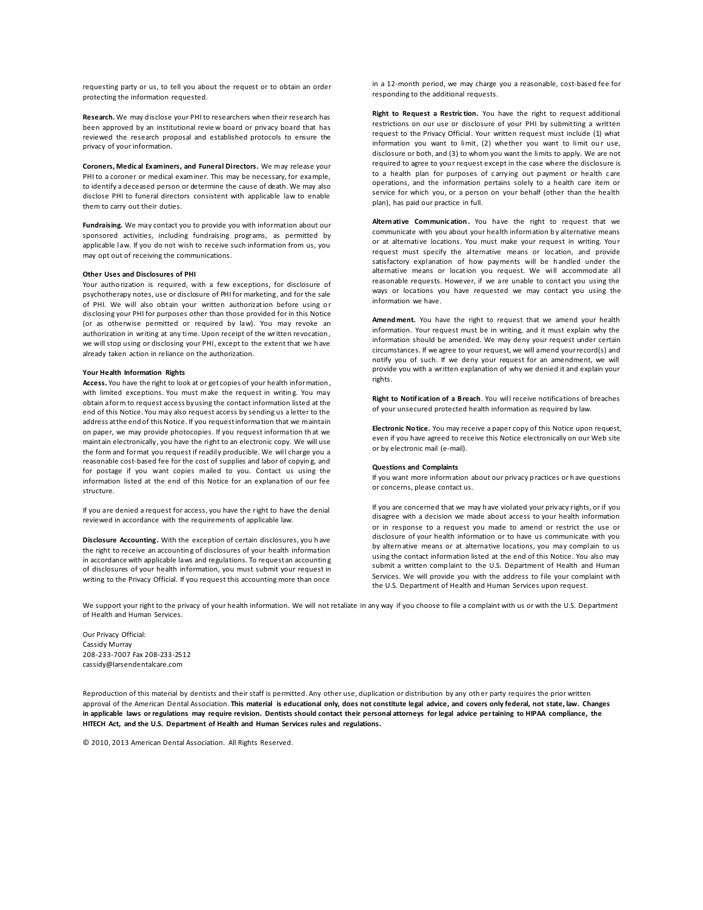requesting party or us, to tell you about the request or to obtain an order protecting the information requested.

**Research.** We may disclose your PHI to researchers when their research has been approved by an institutional review board or privacy board that has reviewed the research proposal and established protocols to ensure the privacy of your information.

**Coroners, Medical Examiners, and Funeral Directors.** We may release your PHI to a coroner or medical examiner. This may be necessary, for example, to identify a deceased person or determine the cause of death. We may also disclose PHI to funeral directors consistent with applicable law to enable them to carry out their duties.

**Fundraising.** We may contact you to provide you with information about our sponsored activities, including fundraising programs, as permitted by applicable law. If you do not wish to receive such information from us, you may opt out of receiving the communications.

**Other Uses and Disclosures of PHI**

Your authorization is required, with a few exceptions, for disclosure of psychotherapy notes, use or disclosure of PHI for marketing, and for the sale of PHI. We will also obtain your written authorization before using or disclosing your PHI for purposes other than those provided for in this Notice (or as otherwise permitted or required by law). You may revoke an authorization in writing at any time. Upon receipt of the written revocation, we will stop using or disclosing your PHI, except to the extent that we have already taken action in reliance on the authorization.

**Your Health Information Rights**

**Access.** You have the right to look at or get copies of your health information, with limited exceptions. You must make the request in writing. You may obtain a form to request access by using the contact information listed at the end of this Notice. You may also request access by sending us a letter to the address at the end of this Notice. If you request information that we maintain on paper, we may provide photocopies. If you request information that we maintain electronically, you have the right to an electronic copy. We will use the form and format you request if readily producible. We will charge you a reasonable cost-based fee for the cost of supplies and labor of copying, and for postage if you want copies mailed to you. Contact us using the information listed at the end of this Notice for an explanation of our fee structure.

If you are denied a request for access, you have the right to have the denial reviewed in accordance with the requirements of applicable law.

**Disclosure Accounting.** With the exception of certain disclosures, you have the right to receive an accounting of disclosures of your health information in accordance with applicable laws and regulations. To request an accounting of disclosures of your health information, you must submit your request in writing to the Privacy Official. If you request this accounting more than once in a 12-month period, we may charge you a reasonable, cost-based fee for responding to the additional requests.

**Right to Request a Restriction.** You have the right to request additional restrictions on our use or disclosure of your PHI by submitting a written request to the Privacy Official. Your written request must include (1) what information you want to limit, (2) whether you want to limit our use, disclosure or both, and (3) to whom you want the limits to apply. We are not required to agree to your request except in the case where the disclosure is to a health plan for purposes of carrying out payment or health care operations, and the information pertains solely to a health care item or service for which you, or a person on your behalf (other than the health plan), has paid our practice in full.

**Alternative Communication.** You have the right to request that we communicate with you about your health information by alternative means or at alternative locations. You must make your request in writing. Your request must specify the alternative means or location, and provide satisfactory explanation of how payments will be handled under the alternative means or location you request. We will accommodate all reasonable requests. However, if we are unable to contact you using the ways or locations you have requested we may contact you using the information we have.

**Amendment.** You have the right to request that we amend your health information. Your request must be in writing, and it must explain why the information should be amended. We may deny your request under certain circumstances. If we agree to your request, we will amend your record(s) and notify you of such. If we deny your request for an amendment, we will provide you with a written explanation of why we denied it and explain your rights.

**Right to Notification of a Breach**. You will receive notifications of breaches of your unsecured protected health information as required by law.

**Electronic Notice.** You may receive a paper copy of this Notice upon request, even if you have agreed to receive this Notice electronically on our Web site or by electronic mail (e-mail).

**Questions and Complaints**

If you want more information about our privacy practices or have questions or concerns, please contact us.

If you are concerned that we may have violated your privacy rights, or if you disagree with a decision we made about access to your health information or in response to a request you made to amend or restrict the use or disclosure of your health information or to have us communicate with you by alternative means or at alternative locations, you may complain to us using the contact information listed at the end of this Notice. You also may submit a written complaint to the U.S. Department of Health and Human Services. We will provide you with the address to file your complaint with the U.S. Department of Health and Human Services upon request.

We support your right to the privacy of your health information. We will not retaliate in any way if you choose to file a complaint with us or with the U.S. Department of Health and Human Services.

Our Privacy Official:
Cassidy Murray
208-233-7007 Fax 208-233-2512
cassidy@larsendentalcare.com

Reproduction of this material by dentists and their staff is permitted. Any other use, duplication or distribution by any other party requires the prior written approval of the American Dental Association. **This material is educational only, does not constitute legal advice, and covers only federal, not state, law. Changes in applicable laws or regulations may require revision. Dentists should contact their personal attorneys for legal advice pertaining to HIPAA compliance, the HITECH Act, and the U.S. Department of Health and Human Services rules and regulations.**

© 2010, 2013 American Dental Association. All Rights Reserved.